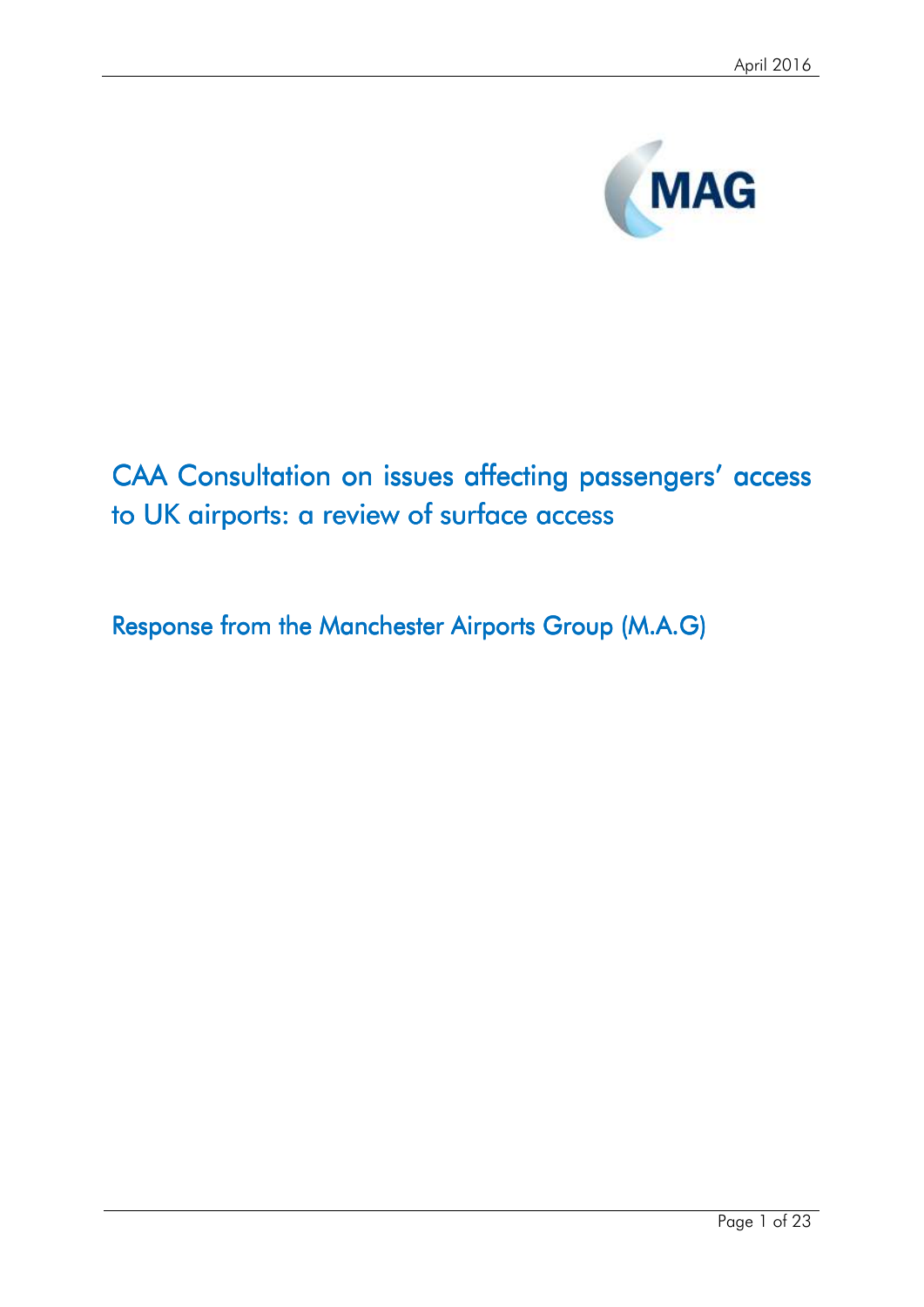# CAA Consultation on issues affecting passengers' access to UK airports: a review of surface access

## Response from the Manchester Airports Group (M.A.G)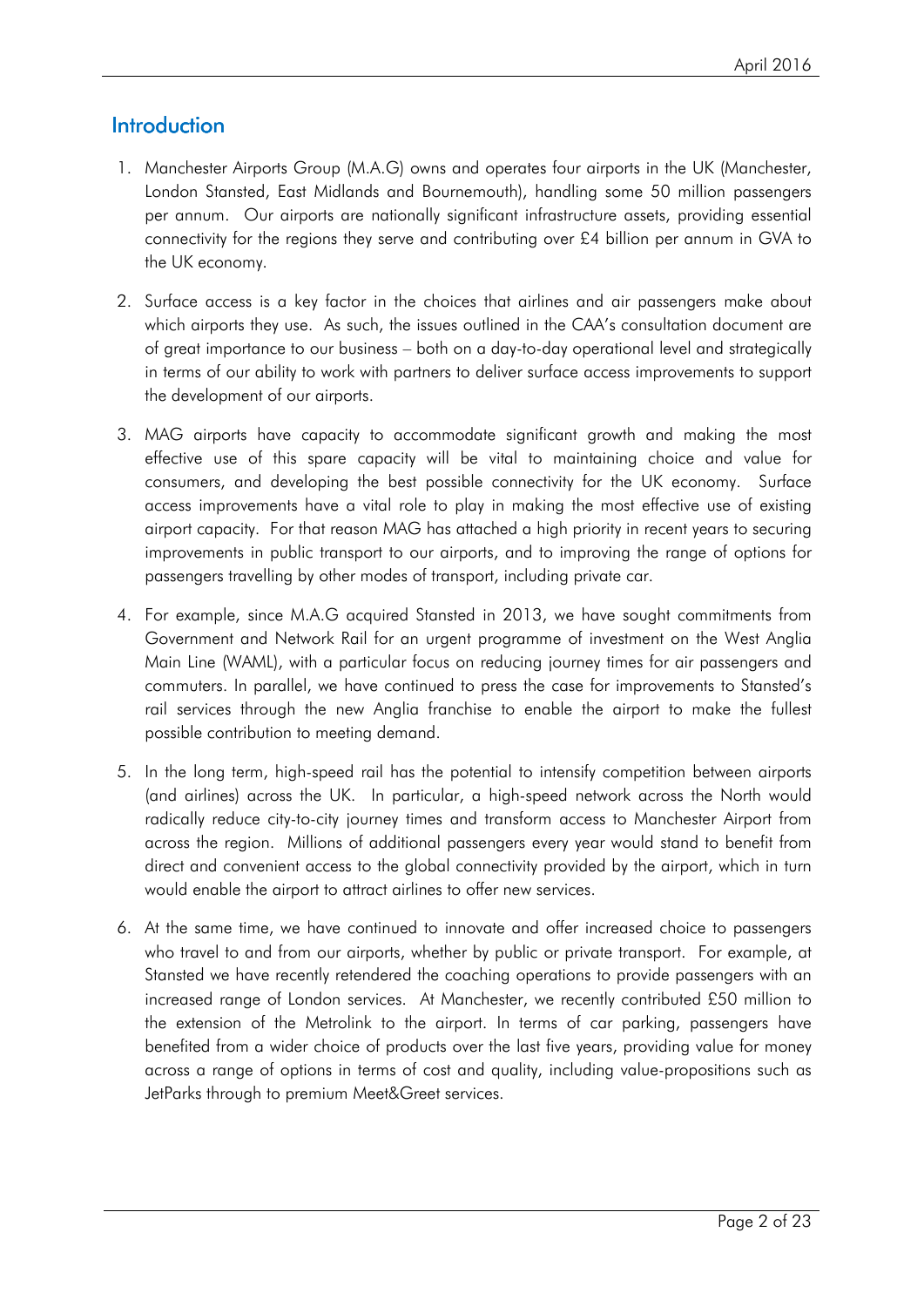## Introduction

1. Manchester Airports Group (M.A.G) owns and operates four airports in the UK (Manchester, London Stansted, East Midlands and Bournemouth), handling some 50 million passengers per annum. Our airports are nationally significant infrastructure assets, providing essential connectivity for the regions they serve and contributing over £4 billion per annum in GVA to the UK economy.

2. Surface access is a key factor in the choices that airlines and air passengers make about which airports they use. As such, the issues outlined in the CAA's consultation document are of great importance to our business – both on a day-to-day operational level and strategically in terms of our ability to work with partners to deliver surface access improvements to support the development of our airports.

3. MAG airports have capacity to accommodate significant growth and making the most effective use of this spare capacity will be vital to maintaining choice and value for consumers, and developing the best possible connectivity for the UK economy. Surface access improvements have a vital role to play in making the most effective use of existing airport capacity. For that reason MAG has attached a high priority in recent years to securing improvements in public transport to our airports, and to improving the range of options for passengers travelling by other modes of transport, including private car.

4. For example, since M.A.G acquired Stansted in 2013, we have sought commitments from Government and Network Rail for an urgent programme of investment on the West Anglia Main Line (WAML), with a particular focus on reducing journey times for air passengers and commuters. In parallel, we have continued to press the case for improvements to Stansted's rail services through the new Anglia franchise to enable the airport to make the fullest possible contribution to meeting demand.

5. In the long term, high-speed rail has the potential to intensify competition between airports (and airlines) across the UK. In particular, a high-speed network across the North would radically reduce city-to-city journey times and transform access to Manchester Airport from across the region. Millions of additional passengers every year would stand to benefit from direct and convenient access to the global connectivity provided by the airport, which in turn would enable the airport to attract airlines to offer new services.

6. At the same time, we have continued to innovate and offer increased choice to passengers who travel to and from our airports, whether by public or private transport. For example, at Stansted we have recently retendered the coaching operations to provide passengers with an increased range of London services. At Manchester, we recently contributed £50 million to the extension of the Metrolink to the airport. In terms of car parking, passengers have benefited from a wider choice of products over the last five years, providing value for money across a range of options in terms of cost and quality, including value-propositions such as JetParks through to premium Meet&Greet services.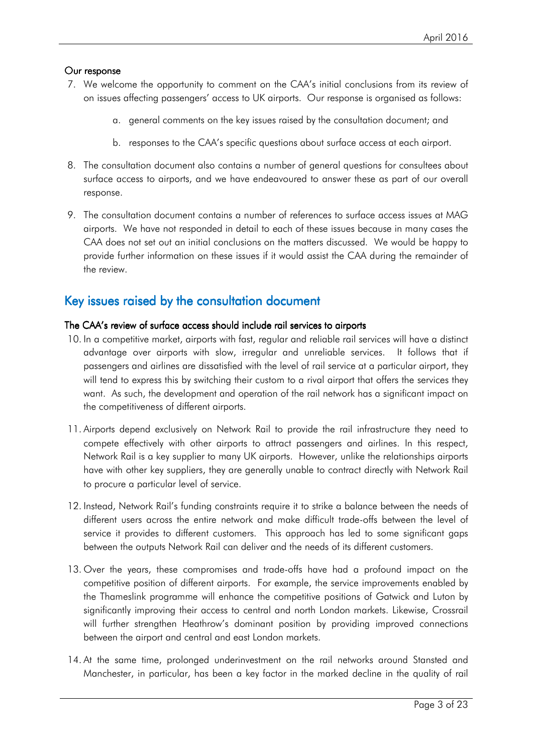### Our response

7. We welcome the opportunity to comment on the CAA's initial conclusions from its review of on issues affecting passengers' access to UK airports. Our response is organised as follows:

    a. general comments on the key issues raised by the consultation document; and

    b. responses to the CAA's specific questions about surface access at each airport.

8. The consultation document also contains a number of general questions for consultees about surface access to airports, and we have endeavoured to answer these as part of our overall response.

9. The consultation document contains a number of references to surface access issues at MAG airports. We have not responded in detail to each of these issues because in many cases the CAA does not set out an initial conclusions on the matters discussed. We would be happy to provide further information on these issues if it would assist the CAA during the remainder of the review.

## Key issues raised by the consultation document

### The CAA's review of surface access should include rail services to airports

10. In a competitive market, airports with fast, regular and reliable rail services will have a distinct advantage over airports with slow, irregular and unreliable services. It follows that if passengers and airlines are dissatisfied with the level of rail service at a particular airport, they will tend to express this by switching their custom to a rival airport that offers the services they want. As such, the development and operation of the rail network has a significant impact on the competitiveness of different airports.

11. Airports depend exclusively on Network Rail to provide the rail infrastructure they need to compete effectively with other airports to attract passengers and airlines. In this respect, Network Rail is a key supplier to many UK airports. However, unlike the relationships airports have with other key suppliers, they are generally unable to contract directly with Network Rail to procure a particular level of service.

12. Instead, Network Rail's funding constraints require it to strike a balance between the needs of different users across the entire network and make difficult trade-offs between the level of service it provides to different customers. This approach has led to some significant gaps between the outputs Network Rail can deliver and the needs of its different customers.

13. Over the years, these compromises and trade-offs have had a profound impact on the competitive position of different airports. For example, the service improvements enabled by the Thameslink programme will enhance the competitive positions of Gatwick and Luton by significantly improving their access to central and north London markets. Likewise, Crossrail will further strengthen Heathrow's dominant position by providing improved connections between the airport and central and east London markets.

14. At the same time, prolonged underinvestment on the rail networks around Stansted and Manchester, in particular, has been a key factor in the marked decline in the quality of rail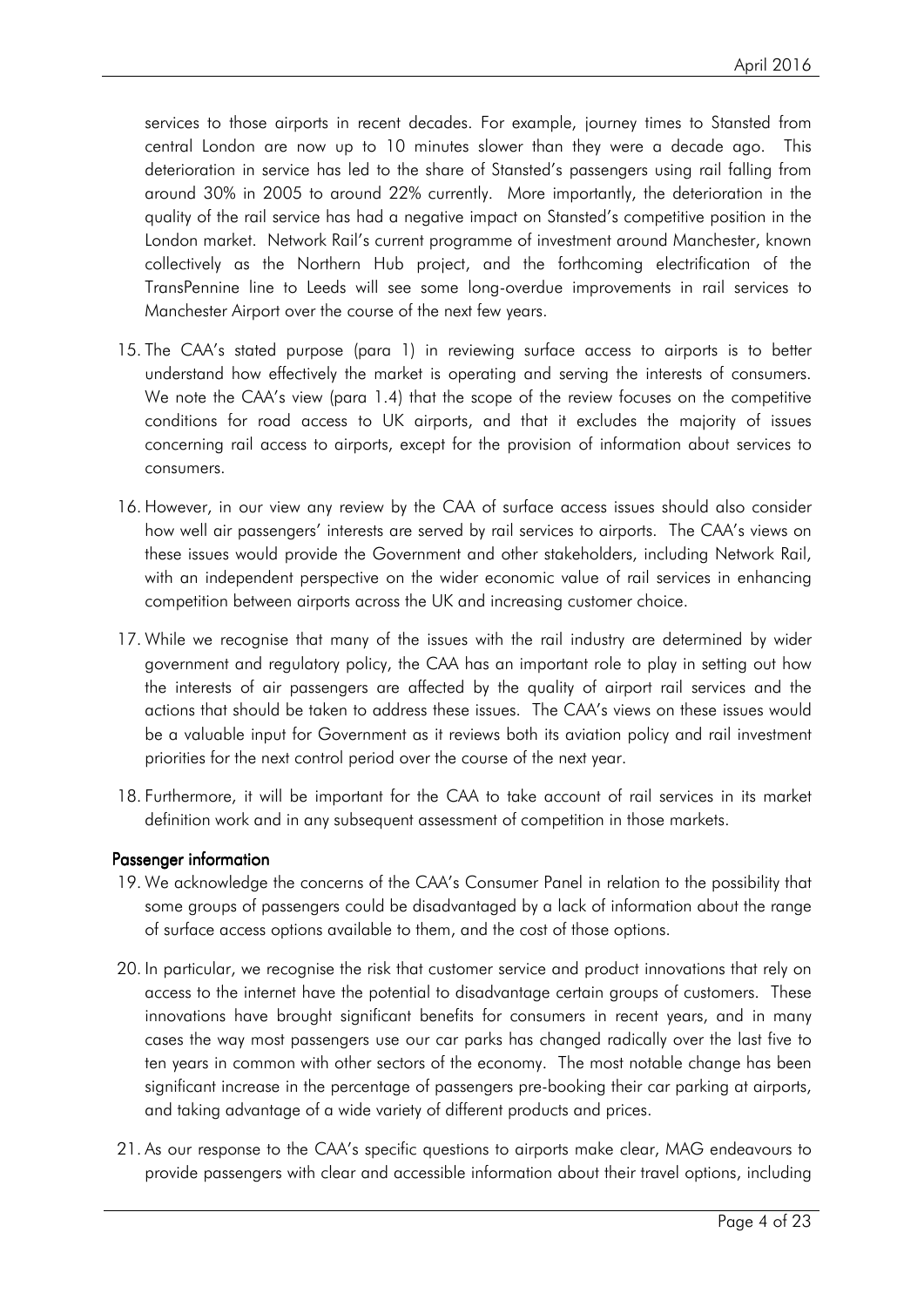services to those airports in recent decades. For example, journey times to Stansted from central London are now up to 10 minutes slower than they were a decade ago. This deterioration in service has led to the share of Stansted's passengers using rail falling from around 30% in 2005 to around 22% currently. More importantly, the deterioration in the quality of the rail service has had a negative impact on Stansted's competitive position in the London market. Network Rail's current programme of investment around Manchester, known collectively as the Northern Hub project, and the forthcoming electrification of the TransPennine line to Leeds will see some long-overdue improvements in rail services to Manchester Airport over the course of the next few years.

15. The CAA's stated purpose (para 1) in reviewing surface access to airports is to better understand how effectively the market is operating and serving the interests of consumers. We note the CAA's view (para 1.4) that the scope of the review focuses on the competitive conditions for road access to UK airports, and that it excludes the majority of issues concerning rail access to airports, except for the provision of information about services to consumers.

16. However, in our view any review by the CAA of surface access issues should also consider how well air passengers' interests are served by rail services to airports. The CAA's views on these issues would provide the Government and other stakeholders, including Network Rail, with an independent perspective on the wider economic value of rail services in enhancing competition between airports across the UK and increasing customer choice.

17. While we recognise that many of the issues with the rail industry are determined by wider government and regulatory policy, the CAA has an important role to play in setting out how the interests of air passengers are affected by the quality of airport rail services and the actions that should be taken to address these issues. The CAA's views on these issues would be a valuable input for Government as it reviews both its aviation policy and rail investment priorities for the next control period over the course of the next year.

18. Furthermore, it will be important for the CAA to take account of rail services in its market definition work and in any subsequent assessment of competition in those markets.

### Passenger information

19. We acknowledge the concerns of the CAA's Consumer Panel in relation to the possibility that some groups of passengers could be disadvantaged by a lack of information about the range of surface access options available to them, and the cost of those options.

20. In particular, we recognise the risk that customer service and product innovations that rely on access to the internet have the potential to disadvantage certain groups of customers. These innovations have brought significant benefits for consumers in recent years, and in many cases the way most passengers use our car parks has changed radically over the last five to ten years in common with other sectors of the economy. The most notable change has been significant increase in the percentage of passengers pre-booking their car parking at airports, and taking advantage of a wide variety of different products and prices.

21. As our response to the CAA's specific questions to airports make clear, MAG endeavours to provide passengers with clear and accessible information about their travel options, including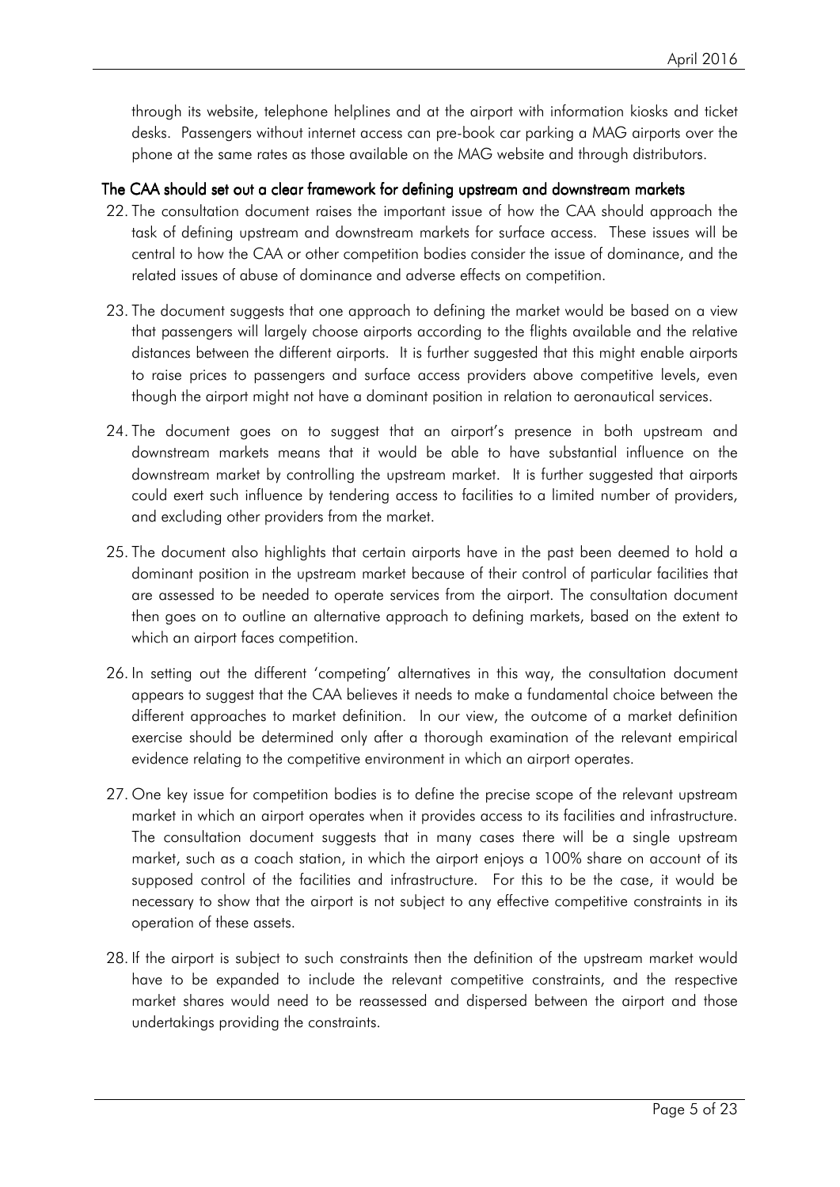through its website, telephone helplines and at the airport with information kiosks and ticket desks. Passengers without internet access can pre-book car parking a MAG airports over the phone at the same rates as those available on the MAG website and through distributors.

### The CAA should set out a clear framework for defining upstream and downstream markets

22. The consultation document raises the important issue of how the CAA should approach the task of defining upstream and downstream markets for surface access. These issues will be central to how the CAA or other competition bodies consider the issue of dominance, and the related issues of abuse of dominance and adverse effects on competition.

23. The document suggests that one approach to defining the market would be based on a view that passengers will largely choose airports according to the flights available and the relative distances between the different airports. It is further suggested that this might enable airports to raise prices to passengers and surface access providers above competitive levels, even though the airport might not have a dominant position in relation to aeronautical services.

24. The document goes on to suggest that an airport's presence in both upstream and downstream markets means that it would be able to have substantial influence on the downstream market by controlling the upstream market. It is further suggested that airports could exert such influence by tendering access to facilities to a limited number of providers, and excluding other providers from the market.

25. The document also highlights that certain airports have in the past been deemed to hold a dominant position in the upstream market because of their control of particular facilities that are assessed to be needed to operate services from the airport. The consultation document then goes on to outline an alternative approach to defining markets, based on the extent to which an airport faces competition.

26. In setting out the different 'competing' alternatives in this way, the consultation document appears to suggest that the CAA believes it needs to make a fundamental choice between the different approaches to market definition. In our view, the outcome of a market definition exercise should be determined only after a thorough examination of the relevant empirical evidence relating to the competitive environment in which an airport operates.

27. One key issue for competition bodies is to define the precise scope of the relevant upstream market in which an airport operates when it provides access to its facilities and infrastructure. The consultation document suggests that in many cases there will be a single upstream market, such as a coach station, in which the airport enjoys a 100% share on account of its supposed control of the facilities and infrastructure. For this to be the case, it would be necessary to show that the airport is not subject to any effective competitive constraints in its operation of these assets.

28. If the airport is subject to such constraints then the definition of the upstream market would have to be expanded to include the relevant competitive constraints, and the respective market shares would need to be reassessed and dispersed between the airport and those undertakings providing the constraints.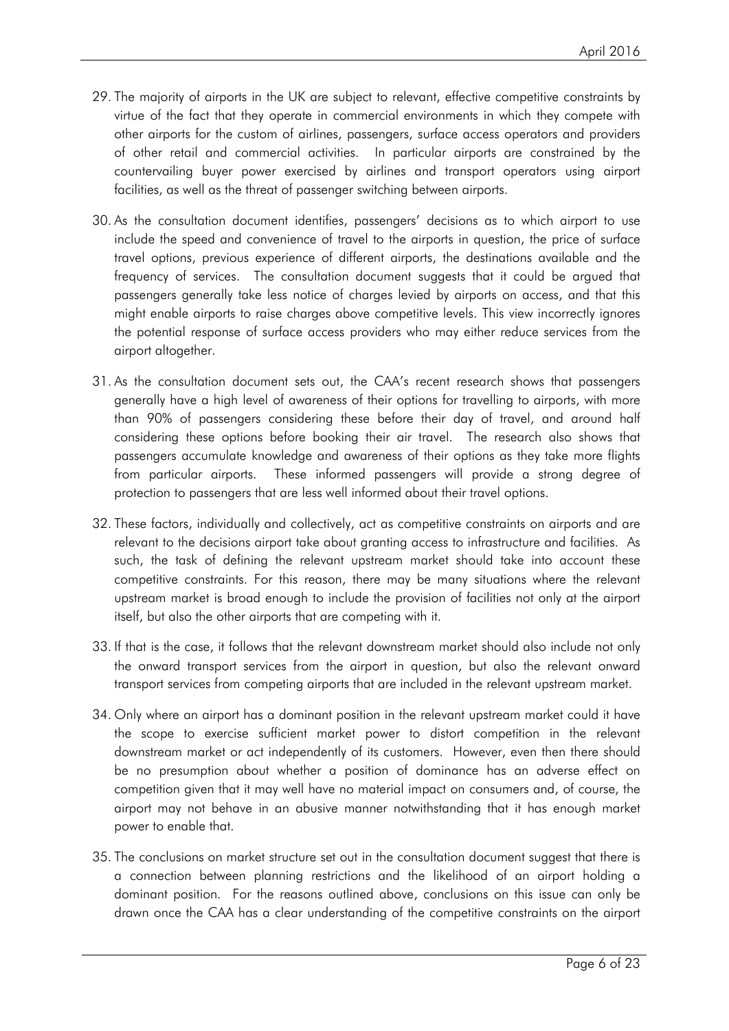29. The majority of airports in the UK are subject to relevant, effective competitive constraints by virtue of the fact that they operate in commercial environments in which they compete with other airports for the custom of airlines, passengers, surface access operators and providers of other retail and commercial activities. In particular airports are constrained by the countervailing buyer power exercised by airlines and transport operators using airport facilities, as well as the threat of passenger switching between airports.

30. As the consultation document identifies, passengers' decisions as to which airport to use include the speed and convenience of travel to the airports in question, the price of surface travel options, previous experience of different airports, the destinations available and the frequency of services. The consultation document suggests that it could be argued that passengers generally take less notice of charges levied by airports on access, and that this might enable airports to raise charges above competitive levels. This view incorrectly ignores the potential response of surface access providers who may either reduce services from the airport altogether.

31. As the consultation document sets out, the CAA's recent research shows that passengers generally have a high level of awareness of their options for travelling to airports, with more than 90% of passengers considering these before their day of travel, and around half considering these options before booking their air travel. The research also shows that passengers accumulate knowledge and awareness of their options as they take more flights from particular airports. These informed passengers will provide a strong degree of protection to passengers that are less well informed about their travel options.

32. These factors, individually and collectively, act as competitive constraints on airports and are relevant to the decisions airport take about granting access to infrastructure and facilities. As such, the task of defining the relevant upstream market should take into account these competitive constraints. For this reason, there may be many situations where the relevant upstream market is broad enough to include the provision of facilities not only at the airport itself, but also the other airports that are competing with it.

33. If that is the case, it follows that the relevant downstream market should also include not only the onward transport services from the airport in question, but also the relevant onward transport services from competing airports that are included in the relevant upstream market.

34. Only where an airport has a dominant position in the relevant upstream market could it have the scope to exercise sufficient market power to distort competition in the relevant downstream market or act independently of its customers. However, even then there should be no presumption about whether a position of dominance has an adverse effect on competition given that it may well have no material impact on consumers and, of course, the airport may not behave in an abusive manner notwithstanding that it has enough market power to enable that.

35. The conclusions on market structure set out in the consultation document suggest that there is a connection between planning restrictions and the likelihood of an airport holding a dominant position. For the reasons outlined above, conclusions on this issue can only be drawn once the CAA has a clear understanding of the competitive constraints on the airport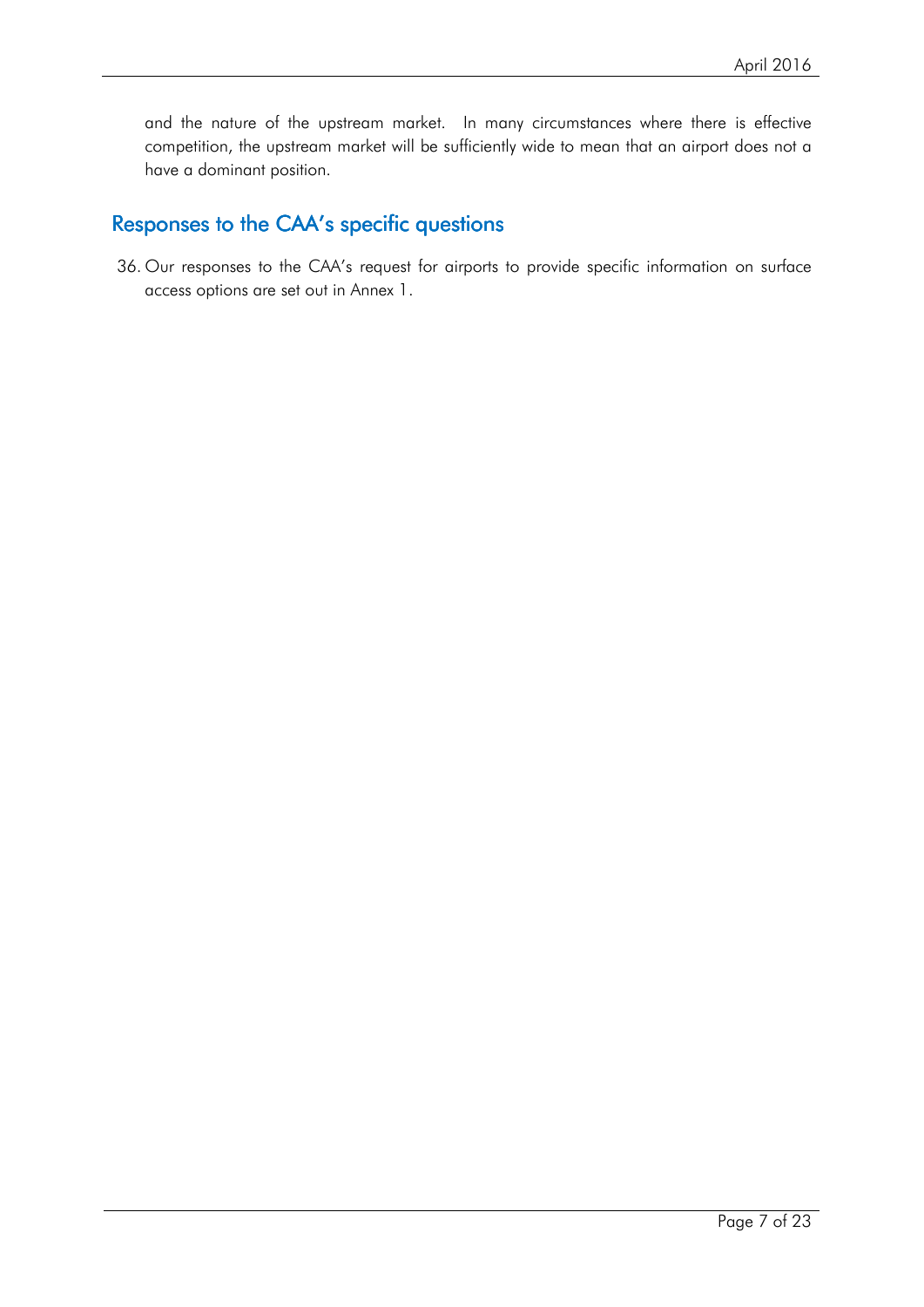and the nature of the upstream market. In many circumstances where there is effective competition, the upstream market will be sufficiently wide to mean that an airport does not a have a dominant position.

## Responses to the CAA's specific questions

36. Our responses to the CAA's request for airports to provide specific information on surface access options are set out in Annex 1.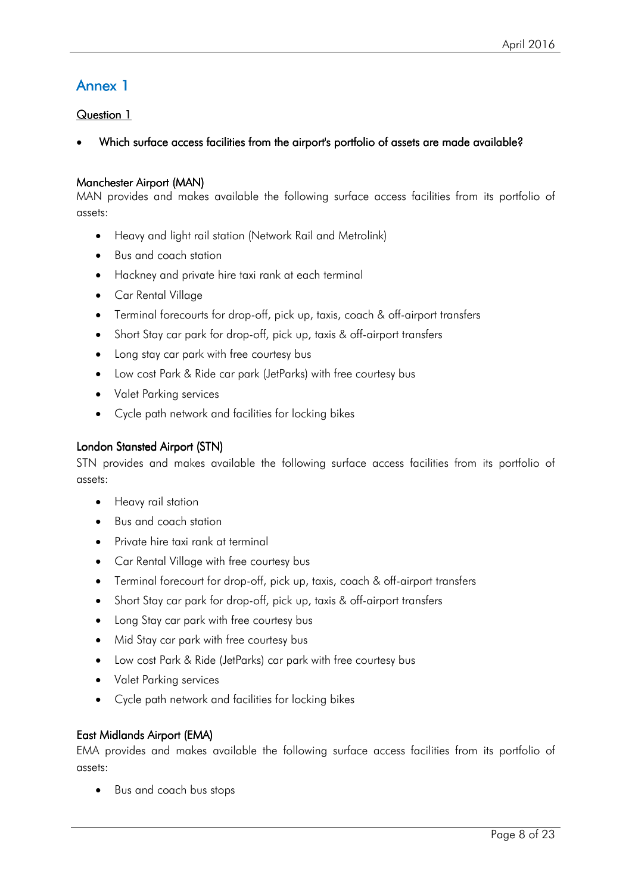# Annex 1

## Question 1

- **Which surface access facilities from the airport's portfolio of assets are made available?**

### Manchester Airport (MAN)

MAN provides and makes available the following surface access facilities from its portfolio of assets:

- Heavy and light rail station (Network Rail and Metrolink)
- Bus and coach station
- Hackney and private hire taxi rank at each terminal
- Car Rental Village
- Terminal forecourts for drop-off, pick up, taxis, coach & off-airport transfers
- Short Stay car park for drop-off, pick up, taxis & off-airport transfers
- Long stay car park with free courtesy bus
- Low cost Park & Ride car park (JetParks) with free courtesy bus
- Valet Parking services
- Cycle path network and facilities for locking bikes

### London Stansted Airport (STN)

STN provides and makes available the following surface access facilities from its portfolio of assets:

- Heavy rail station
- Bus and coach station
- Private hire taxi rank at terminal
- Car Rental Village with free courtesy bus
- Terminal forecourt for drop-off, pick up, taxis, coach & off-airport transfers
- Short Stay car park for drop-off, pick up, taxis & off-airport transfers
- Long Stay car park with free courtesy bus
- Mid Stay car park with free courtesy bus
- Low cost Park & Ride (JetParks) car park with free courtesy bus
- Valet Parking services
- Cycle path network and facilities for locking bikes

### East Midlands Airport (EMA)

EMA provides and makes available the following surface access facilities from its portfolio of assets:

- Bus and coach bus stops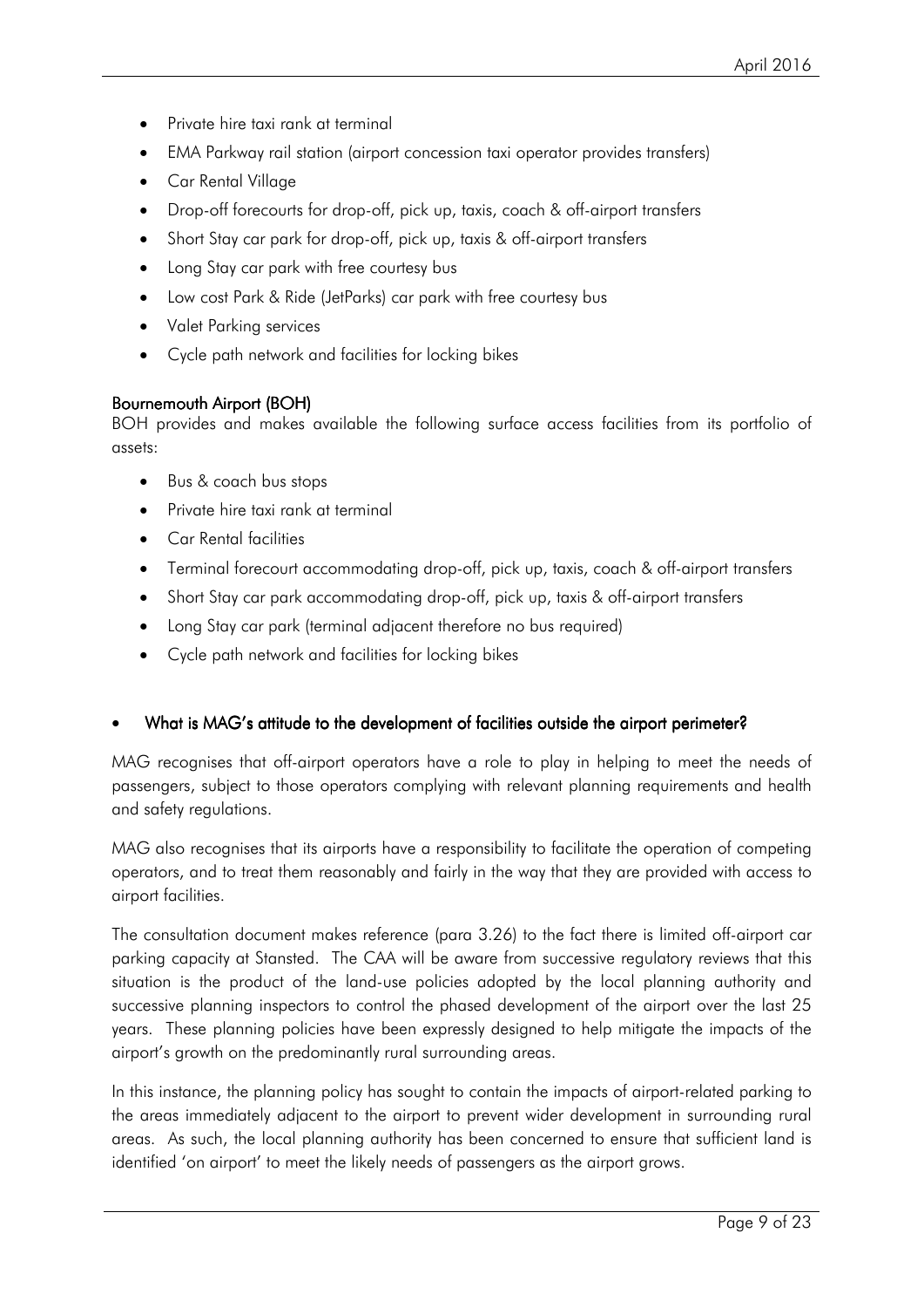- Private hire taxi rank at terminal
- EMA Parkway rail station (airport concession taxi operator provides transfers)
- Car Rental Village
- Drop-off forecourts for drop-off, pick up, taxis, coach & off-airport transfers
- Short Stay car park for drop-off, pick up, taxis & off-airport transfers
- Long Stay car park with free courtesy bus
- Low cost Park & Ride (JetParks) car park with free courtesy bus
- Valet Parking services
- Cycle path network and facilities for locking bikes

**Bournemouth Airport (BOH)**

BOH provides and makes available the following surface access facilities from its portfolio of assets:

- Bus & coach bus stops
- Private hire taxi rank at terminal
- Car Rental facilities
- Terminal forecourt accommodating drop-off, pick up, taxis, coach & off-airport transfers
- Short Stay car park accommodating drop-off, pick up, taxis & off-airport transfers
- Long Stay car park (terminal adjacent therefore no bus required)
- Cycle path network and facilities for locking bikes

- **What is MAG's attitude to the development of facilities outside the airport perimeter?**

MAG recognises that off-airport operators have a role to play in helping to meet the needs of passengers, subject to those operators complying with relevant planning requirements and health and safety regulations.

MAG also recognises that its airports have a responsibility to facilitate the operation of competing operators, and to treat them reasonably and fairly in the way that they are provided with access to airport facilities.

The consultation document makes reference (para 3.26) to the fact there is limited off-airport car parking capacity at Stansted. The CAA will be aware from successive regulatory reviews that this situation is the product of the land-use policies adopted by the local planning authority and successive planning inspectors to control the phased development of the airport over the last 25 years. These planning policies have been expressly designed to help mitigate the impacts of the airport's growth on the predominantly rural surrounding areas.

In this instance, the planning policy has sought to contain the impacts of airport-related parking to the areas immediately adjacent to the airport to prevent wider development in surrounding rural areas. As such, the local planning authority has been concerned to ensure that sufficient land is identified 'on airport' to meet the likely needs of passengers as the airport grows.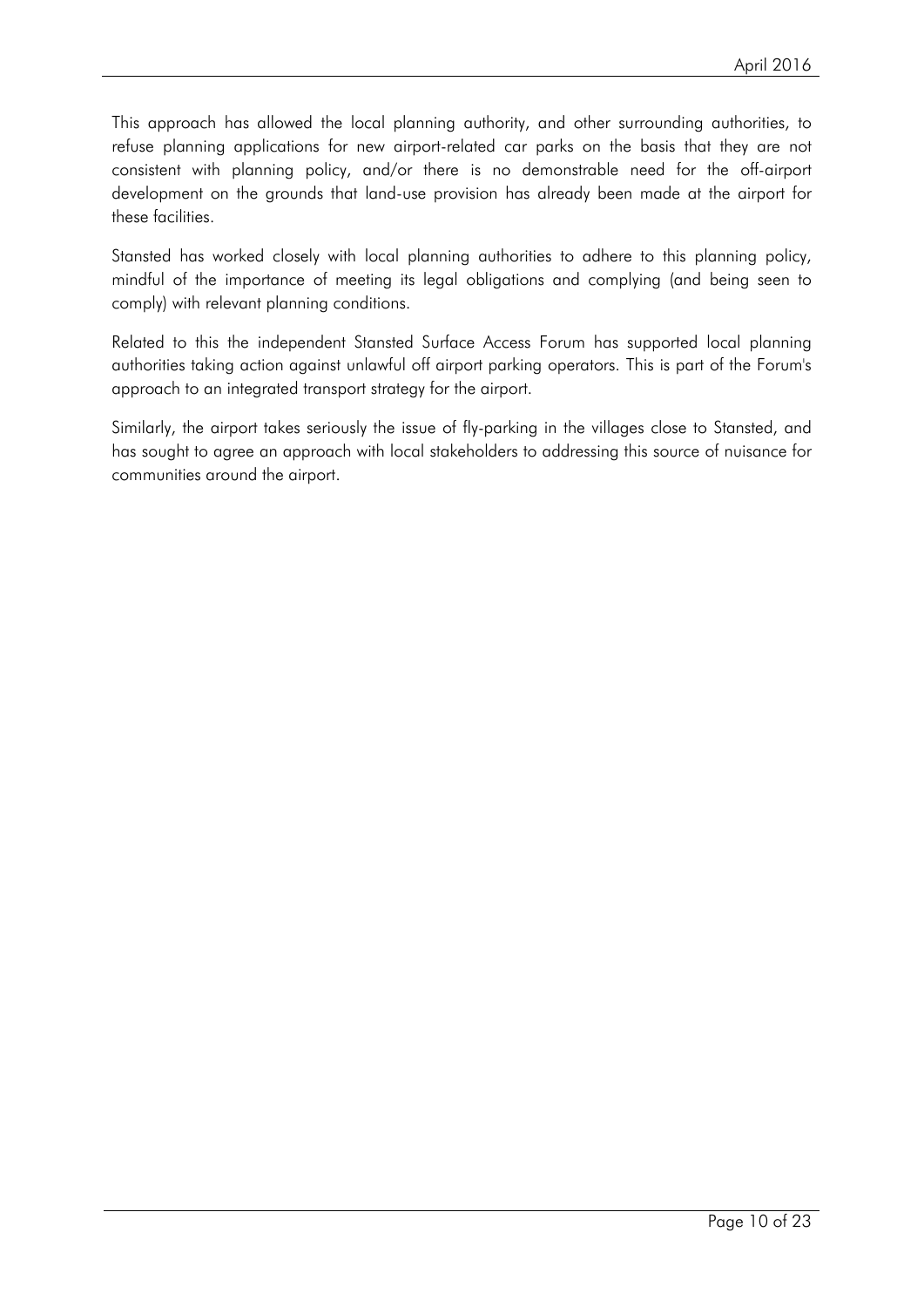This approach has allowed the local planning authority, and other surrounding authorities, to refuse planning applications for new airport-related car parks on the basis that they are not consistent with planning policy, and/or there is no demonstrable need for the off-airport development on the grounds that land-use provision has already been made at the airport for these facilities.

Stansted has worked closely with local planning authorities to adhere to this planning policy, mindful of the importance of meeting its legal obligations and complying (and being seen to comply) with relevant planning conditions.

Related to this the independent Stansted Surface Access Forum has supported local planning authorities taking action against unlawful off airport parking operators. This is part of the Forum's approach to an integrated transport strategy for the airport.

Similarly, the airport takes seriously the issue of fly-parking in the villages close to Stansted, and has sought to agree an approach with local stakeholders to addressing this source of nuisance for communities around the airport.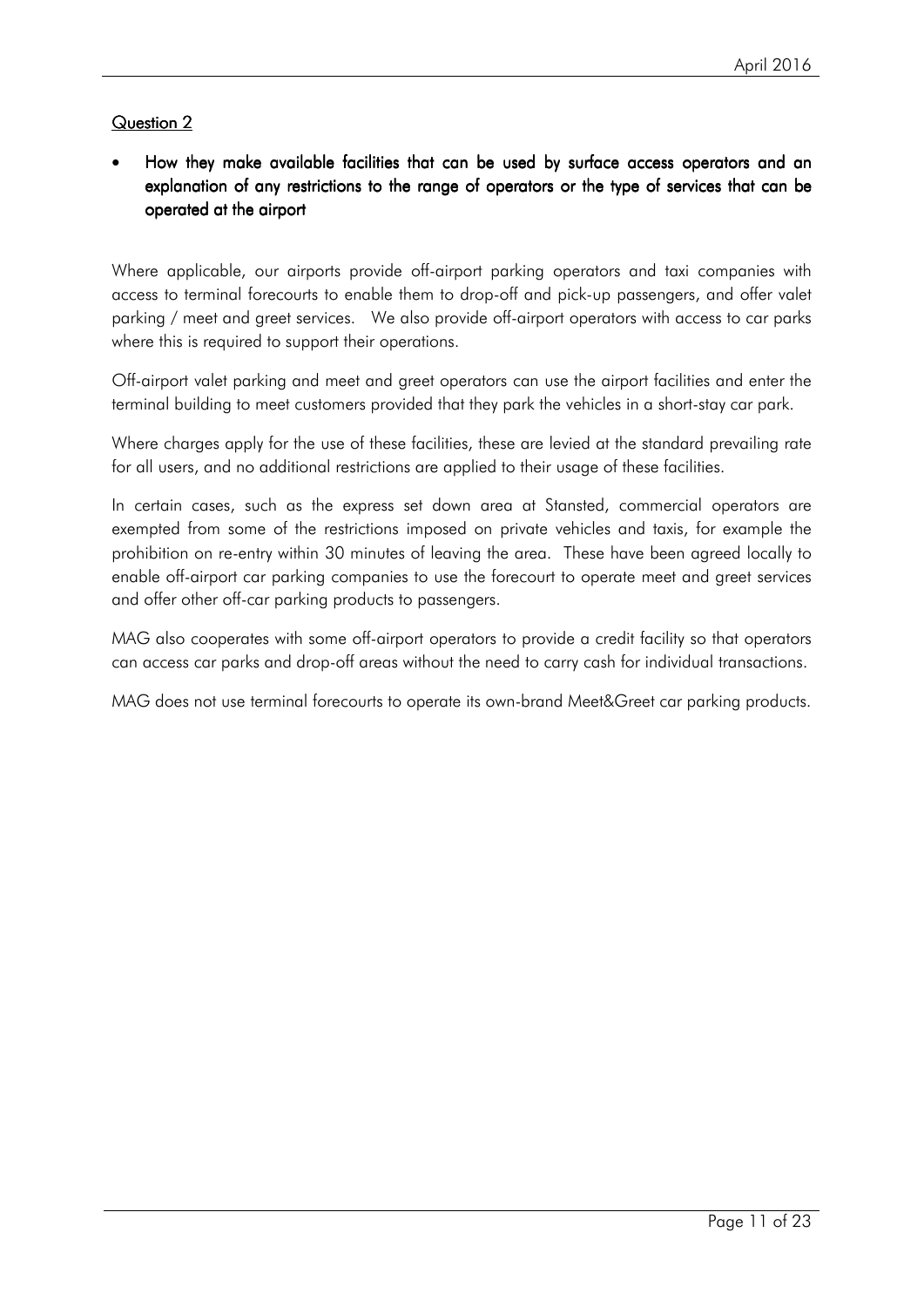## Question 2

- **How they make available facilities that can be used by surface access operators and an explanation of any restrictions to the range of operators or the type of services that can be operated at the airport**

Where applicable, our airports provide off-airport parking operators and taxi companies with access to terminal forecourts to enable them to drop-off and pick-up passengers, and offer valet parking / meet and greet services. We also provide off-airport operators with access to car parks where this is required to support their operations.

Off-airport valet parking and meet and greet operators can use the airport facilities and enter the terminal building to meet customers provided that they park the vehicles in a short-stay car park.

Where charges apply for the use of these facilities, these are levied at the standard prevailing rate for all users, and no additional restrictions are applied to their usage of these facilities.

In certain cases, such as the express set down area at Stansted, commercial operators are exempted from some of the restrictions imposed on private vehicles and taxis, for example the prohibition on re-entry within 30 minutes of leaving the area. These have been agreed locally to enable off-airport car parking companies to use the forecourt to operate meet and greet services and offer other off-car parking products to passengers.

MAG also cooperates with some off-airport operators to provide a credit facility so that operators can access car parks and drop-off areas without the need to carry cash for individual transactions.

MAG does not use terminal forecourts to operate its own-brand Meet&Greet car parking products.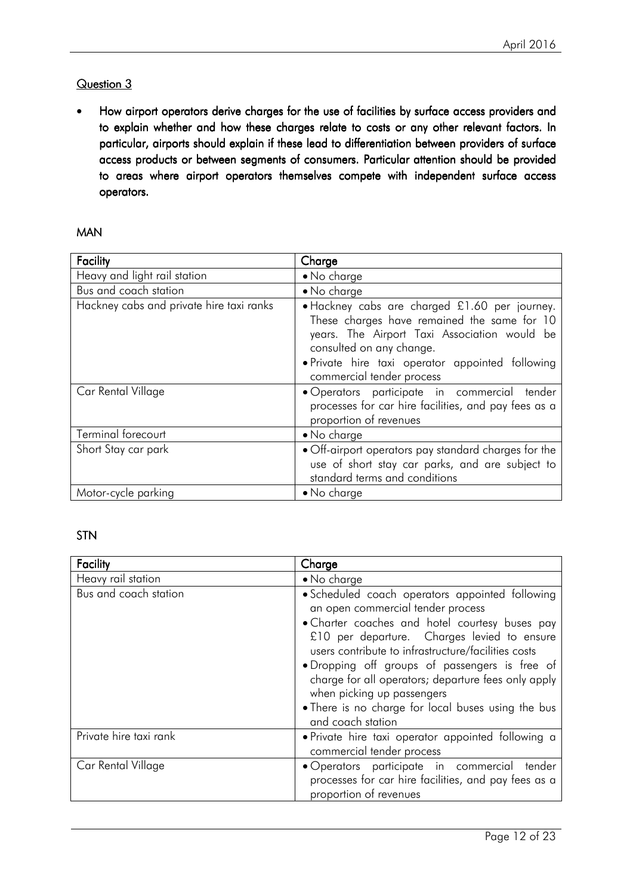## Question 3

- **How airport operators derive charges for the use of facilities by surface access providers and to explain whether and how these charges relate to costs or any other relevant factors. In particular, airports should explain if these lead to differentiation between providers of surface access products or between segments of consumers. Particular attention should be provided to areas where airport operators themselves compete with independent surface access operators.**

### MAN

| Facility | Charge |
|---|---|
| Heavy and light rail station | • No charge |
| Bus and coach station | • No charge |
| Hackney cabs and private hire taxi ranks | • Hackney cabs are charged £1.60 per journey. These charges have remained the same for 10 years. The Airport Taxi Association would be consulted on any change.<br>• Private hire taxi operator appointed following commercial tender process |
| Car Rental Village | • Operators participate in commercial tender processes for car hire facilities, and pay fees as a proportion of revenues |
| Terminal forecourt | • No charge |
| Short Stay car park | • Off-airport operators pay standard charges for the use of short stay car parks, and are subject to standard terms and conditions |
| Motor-cycle parking | • No charge |

### STN

| Facility | Charge |
|---|---|
| Heavy rail station | • No charge |
| Bus and coach station | • Scheduled coach operators appointed following an open commercial tender process<br>• Charter coaches and hotel courtesy buses pay £10 per departure. Charges levied to ensure users contribute to infrastructure/facilities costs<br>• Dropping off groups of passengers is free of charge for all operators; departure fees only apply when picking up passengers<br>• There is no charge for local buses using the bus and coach station |
| Private hire taxi rank | • Private hire taxi operator appointed following a commercial tender process |
| Car Rental Village | • Operators participate in commercial tender processes for car hire facilities, and pay fees as a proportion of revenues |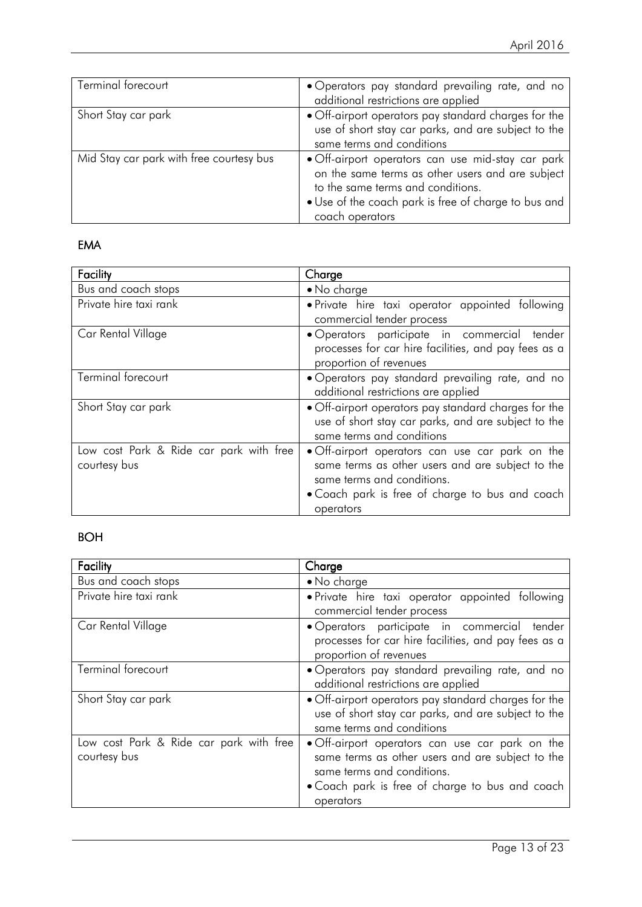| | |
|---|---|
| Terminal forecourt | • Operators pay standard prevailing rate, and no additional restrictions are applied |
| Short Stay car park | • Off-airport operators pay standard charges for the use of short stay car parks, and are subject to the same terms and conditions |
| Mid Stay car park with free courtesy bus | • Off-airport operators can use mid-stay car park on the same terms as other users and are subject to the same terms and conditions.<br>• Use of the coach park is free of charge to bus and coach operators |

## EMA

| Facility | Charge |
|---|---|
| Bus and coach stops | • No charge |
| Private hire taxi rank | • Private hire taxi operator appointed following commercial tender process |
| Car Rental Village | • Operators participate in commercial tender processes for car hire facilities, and pay fees as a proportion of revenues |
| Terminal forecourt | • Operators pay standard prevailing rate, and no additional restrictions are applied |
| Short Stay car park | • Off-airport operators pay standard charges for the use of short stay car parks, and are subject to the same terms and conditions |
| Low cost Park & Ride car park with free courtesy bus | • Off-airport operators can use car park on the same terms as other users and are subject to the same terms and conditions.<br>• Coach park is free of charge to bus and coach operators |

## BOH

| Facility | Charge |
|---|---|
| Bus and coach stops | • No charge |
| Private hire taxi rank | • Private hire taxi operator appointed following commercial tender process |
| Car Rental Village | • Operators participate in commercial tender processes for car hire facilities, and pay fees as a proportion of revenues |
| Terminal forecourt | • Operators pay standard prevailing rate, and no additional restrictions are applied |
| Short Stay car park | • Off-airport operators pay standard charges for the use of short stay car parks, and are subject to the same terms and conditions |
| Low cost Park & Ride car park with free courtesy bus | • Off-airport operators can use car park on the same terms as other users and are subject to the same terms and conditions.<br>• Coach park is free of charge to bus and coach operators |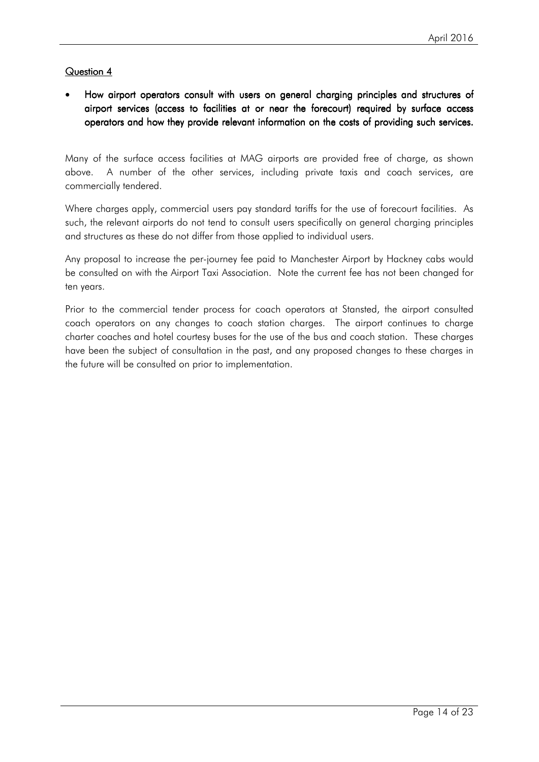## Question 4

- **How airport operators consult with users on general charging principles and structures of airport services (access to facilities at or near the forecourt) required by surface access operators and how they provide relevant information on the costs of providing such services.**

Many of the surface access facilities at MAG airports are provided free of charge, as shown above. A number of the other services, including private taxis and coach services, are commercially tendered.

Where charges apply, commercial users pay standard tariffs for the use of forecourt facilities. As such, the relevant airports do not tend to consult users specifically on general charging principles and structures as these do not differ from those applied to individual users.

Any proposal to increase the per-journey fee paid to Manchester Airport by Hackney cabs would be consulted on with the Airport Taxi Association. Note the current fee has not been changed for ten years.

Prior to the commercial tender process for coach operators at Stansted, the airport consulted coach operators on any changes to coach station charges. The airport continues to charge charter coaches and hotel courtesy buses for the use of the bus and coach station. These charges have been the subject of consultation in the past, and any proposed changes to these charges in the future will be consulted on prior to implementation.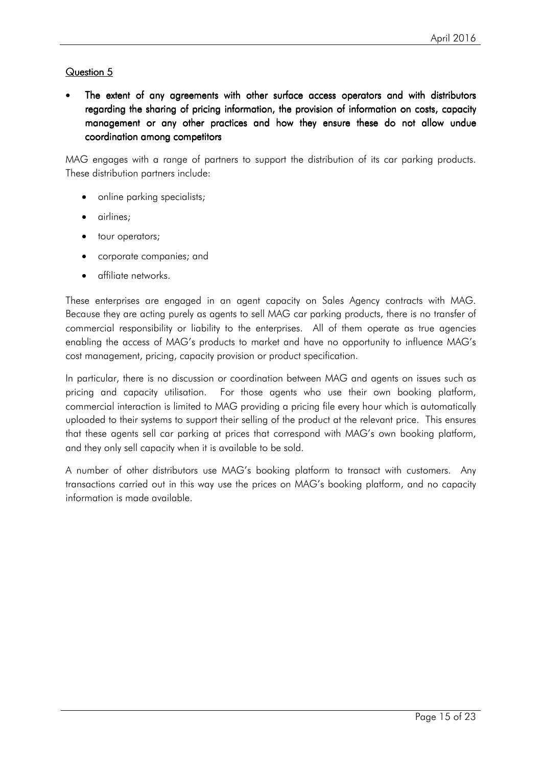## Question 5

- **The extent of any agreements with other surface access operators and with distributors regarding the sharing of pricing information, the provision of information on costs, capacity management or any other practices and how they ensure these do not allow undue coordination among competitors**

MAG engages with a range of partners to support the distribution of its car parking products. These distribution partners include:

- online parking specialists;
- airlines;
- tour operators;
- corporate companies; and
- affiliate networks.

These enterprises are engaged in an agent capacity on Sales Agency contracts with MAG. Because they are acting purely as agents to sell MAG car parking products, there is no transfer of commercial responsibility or liability to the enterprises. All of them operate as true agencies enabling the access of MAG's products to market and have no opportunity to influence MAG's cost management, pricing, capacity provision or product specification.

In particular, there is no discussion or coordination between MAG and agents on issues such as pricing and capacity utilisation. For those agents who use their own booking platform, commercial interaction is limited to MAG providing a pricing file every hour which is automatically uploaded to their systems to support their selling of the product at the relevant price. This ensures that these agents sell car parking at prices that correspond with MAG's own booking platform, and they only sell capacity when it is available to be sold.

A number of other distributors use MAG's booking platform to transact with customers. Any transactions carried out in this way use the prices on MAG's booking platform, and no capacity information is made available.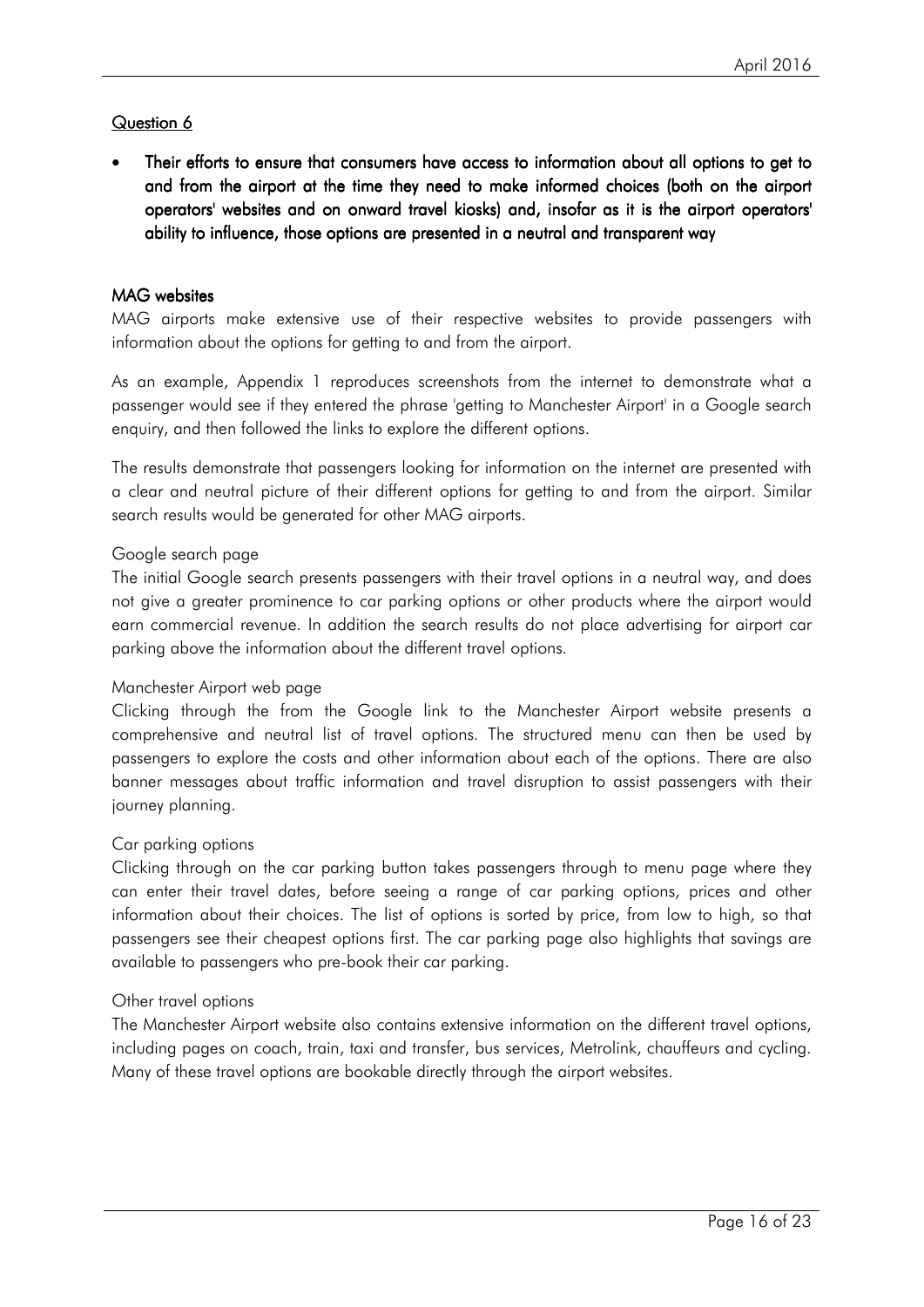## Question 6

- **Their efforts to ensure that consumers have access to information about all options to get to and from the airport at the time they need to make informed choices (both on the airport operators' websites and on onward travel kiosks) and, insofar as it is the airport operators' ability to influence, those options are presented in a neutral and transparent way**

### MAG websites

MAG airports make extensive use of their respective websites to provide passengers with information about the options for getting to and from the airport.

As an example, Appendix 1 reproduces screenshots from the internet to demonstrate what a passenger would see if they entered the phrase 'getting to Manchester Airport' in a Google search enquiry, and then followed the links to explore the different options.

The results demonstrate that passengers looking for information on the internet are presented with a clear and neutral picture of their different options for getting to and from the airport. Similar search results would be generated for other MAG airports.

Google search page

The initial Google search presents passengers with their travel options in a neutral way, and does not give a greater prominence to car parking options or other products where the airport would earn commercial revenue. In addition the search results do not place advertising for airport car parking above the information about the different travel options.

Manchester Airport web page

Clicking through the from the Google link to the Manchester Airport website presents a comprehensive and neutral list of travel options. The structured menu can then be used by passengers to explore the costs and other information about each of the options. There are also banner messages about traffic information and travel disruption to assist passengers with their journey planning.

Car parking options

Clicking through on the car parking button takes passengers through to menu page where they can enter their travel dates, before seeing a range of car parking options, prices and other information about their choices. The list of options is sorted by price, from low to high, so that passengers see their cheapest options first. The car parking page also highlights that savings are available to passengers who pre-book their car parking.

Other travel options

The Manchester Airport website also contains extensive information on the different travel options, including pages on coach, train, taxi and transfer, bus services, Metrolink, chauffeurs and cycling. Many of these travel options are bookable directly through the airport websites.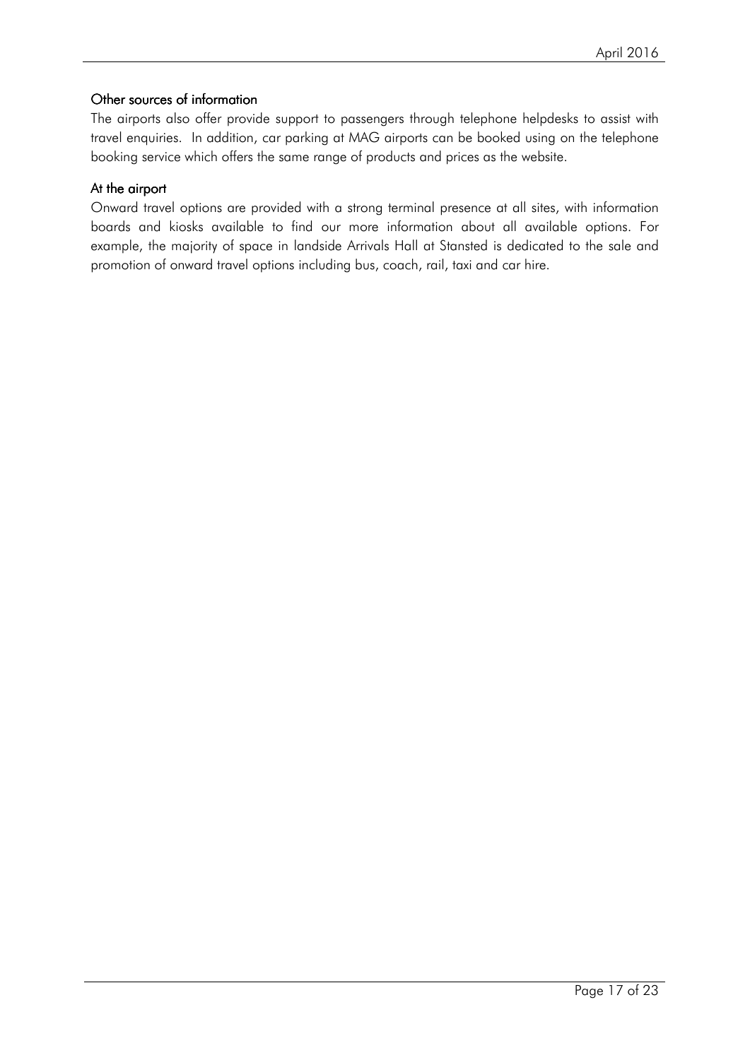### Other sources of information

The airports also offer provide support to passengers through telephone helpdesks to assist with travel enquiries. In addition, car parking at MAG airports can be booked using on the telephone booking service which offers the same range of products and prices as the website.

### At the airport

Onward travel options are provided with a strong terminal presence at all sites, with information boards and kiosks available to find our more information about all available options. For example, the majority of space in landside Arrivals Hall at Stansted is dedicated to the sale and promotion of onward travel options including bus, coach, rail, taxi and car hire.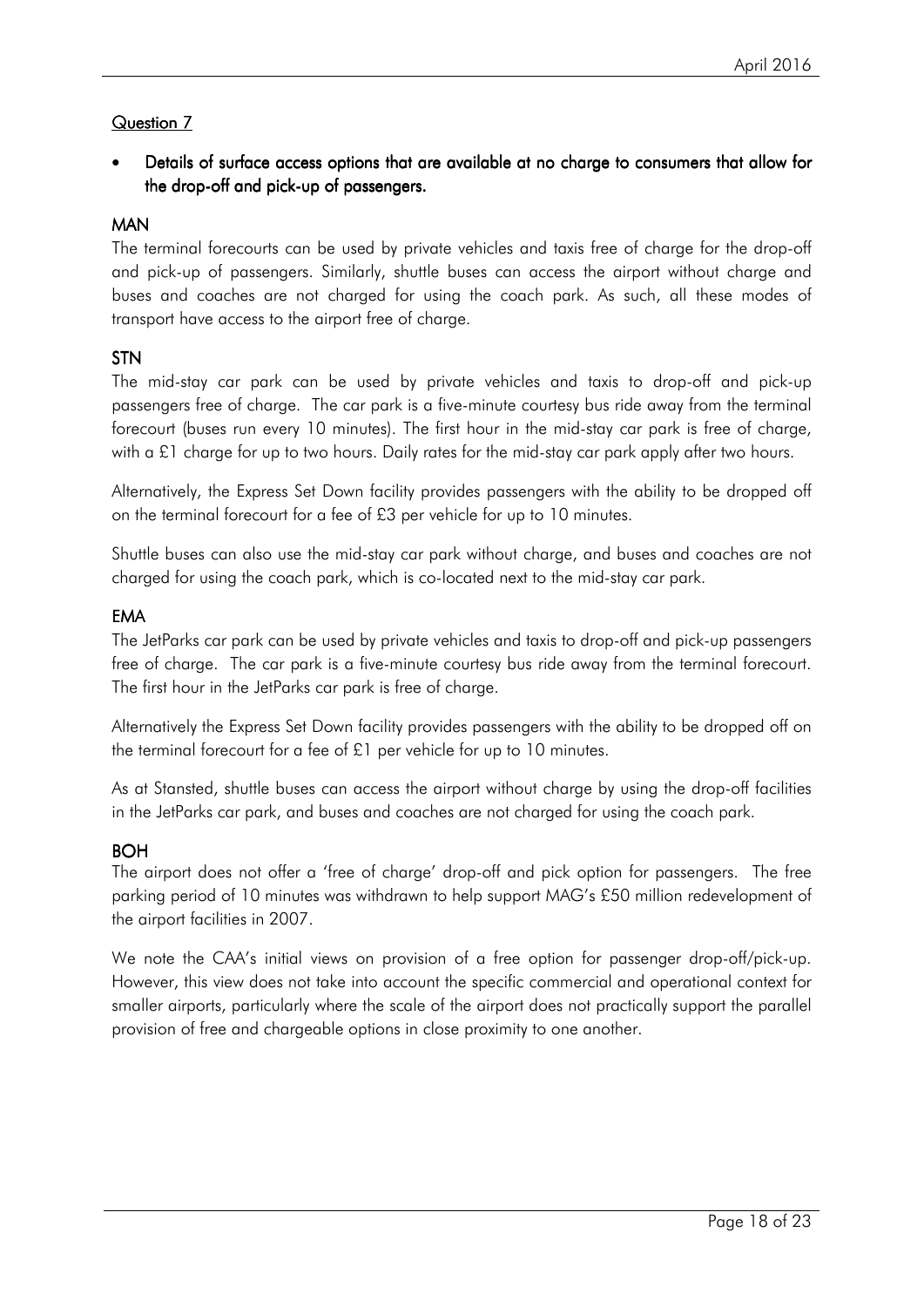## Question 7

- **Details of surface access options that are available at no charge to consumers that allow for the drop-off and pick-up of passengers.**

### MAN

The terminal forecourts can be used by private vehicles and taxis free of charge for the drop-off and pick-up of passengers. Similarly, shuttle buses can access the airport without charge and buses and coaches are not charged for using the coach park. As such, all these modes of transport have access to the airport free of charge.

### STN

The mid-stay car park can be used by private vehicles and taxis to drop-off and pick-up passengers free of charge. The car park is a five-minute courtesy bus ride away from the terminal forecourt (buses run every 10 minutes). The first hour in the mid-stay car park is free of charge, with a £1 charge for up to two hours. Daily rates for the mid-stay car park apply after two hours.

Alternatively, the Express Set Down facility provides passengers with the ability to be dropped off on the terminal forecourt for a fee of £3 per vehicle for up to 10 minutes.

Shuttle buses can also use the mid-stay car park without charge, and buses and coaches are not charged for using the coach park, which is co-located next to the mid-stay car park.

### EMA

The JetParks car park can be used by private vehicles and taxis to drop-off and pick-up passengers free of charge. The car park is a five-minute courtesy bus ride away from the terminal forecourt. The first hour in the JetParks car park is free of charge.

Alternatively the Express Set Down facility provides passengers with the ability to be dropped off on the terminal forecourt for a fee of £1 per vehicle for up to 10 minutes.

As at Stansted, shuttle buses can access the airport without charge by using the drop-off facilities in the JetParks car park, and buses and coaches are not charged for using the coach park.

### BOH

The airport does not offer a 'free of charge' drop-off and pick option for passengers. The free parking period of 10 minutes was withdrawn to help support MAG's £50 million redevelopment of the airport facilities in 2007.

We note the CAA's initial views on provision of a free option for passenger drop-off/pick-up. However, this view does not take into account the specific commercial and operational context for smaller airports, particularly where the scale of the airport does not practically support the parallel provision of free and chargeable options in close proximity to one another.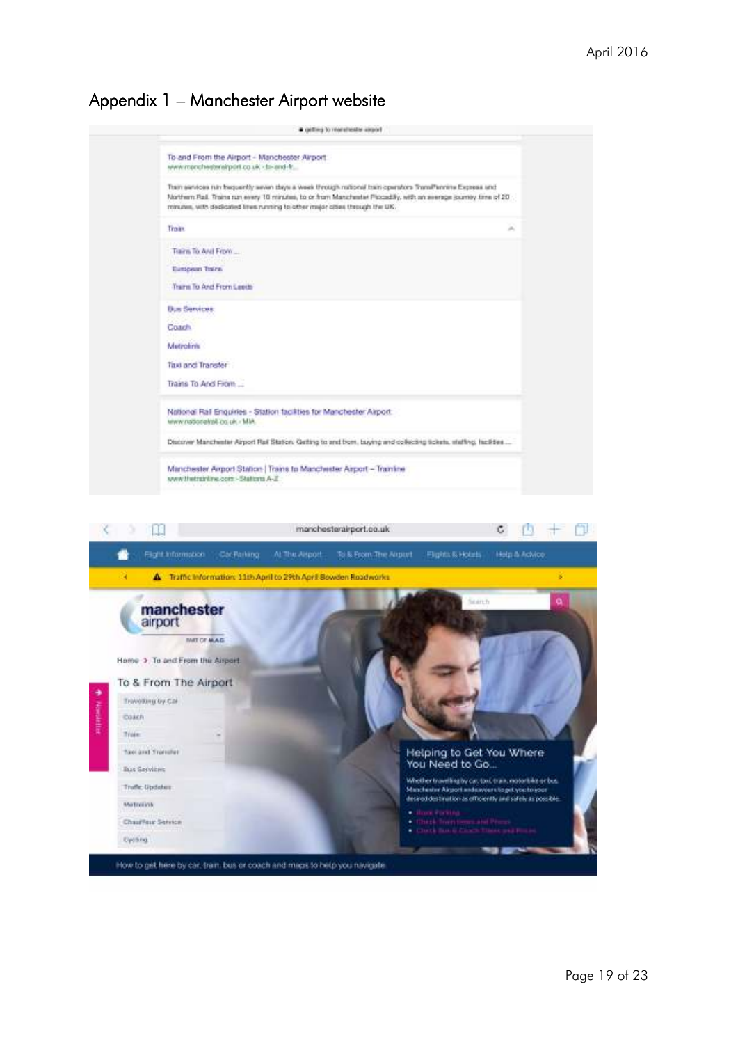# Appendix 1 – Manchester Airport website

getting to manchester airport

To and From the Airport - Manchester Airport
www.manchesterairport.co.uk › to-and-fr...

Train services run frequently seven days a week through national train operators TransPennine Express and Northern Rail. Trains run every 10 minutes, to or from Manchester Piccadilly, with an average journey time of 20 minutes, with dedicated lines running to other major cities through the UK.

Train

- Trains To And From ...
- European Trains
- Trains To And From Leeds

Bus Services

Coach

Metrolink

Taxi and Transfer

Trains To And From ...

National Rail Enquiries - Station facilities for Manchester Airport
www.nationalrail.co.uk › MIA

Discover Manchester Airport Rail Station. Getting to and from, buying and collecting tickets, staffing, facilities ...

Manchester Airport Station | Trains to Manchester Airport – Trainline
www.thetrainline.com › Stations A-Z

manchesterairport.co.uk

Flight Information | Car Parking | At The Airport | To & From The Airport | Flights & Hotels | Help & Advice

Traffic Information: 11th April to 29th April Bowden Roadworks

manchester airport

PART OF MAG

Home > To and From the Airport

To & From The Airport

- Travelling by Car
- Coach
- Train
- Taxi and Transfer
- Bus Services
- Traffic Updates
- Metrolink
- Chauffeur Service
- Cycling

Newsletter

Helping to Get You Where You Need to Go...

Whether travelling by car, taxi, train, motorbike or bus, Manchester Airport endeavours to get you to your desired destination as efficiently and safely as possible.

- Book Parking
- Check Train times and Prices
- Check Bus & Coach Times and Prices

How to get here by car, train, bus or coach and maps to help you navigate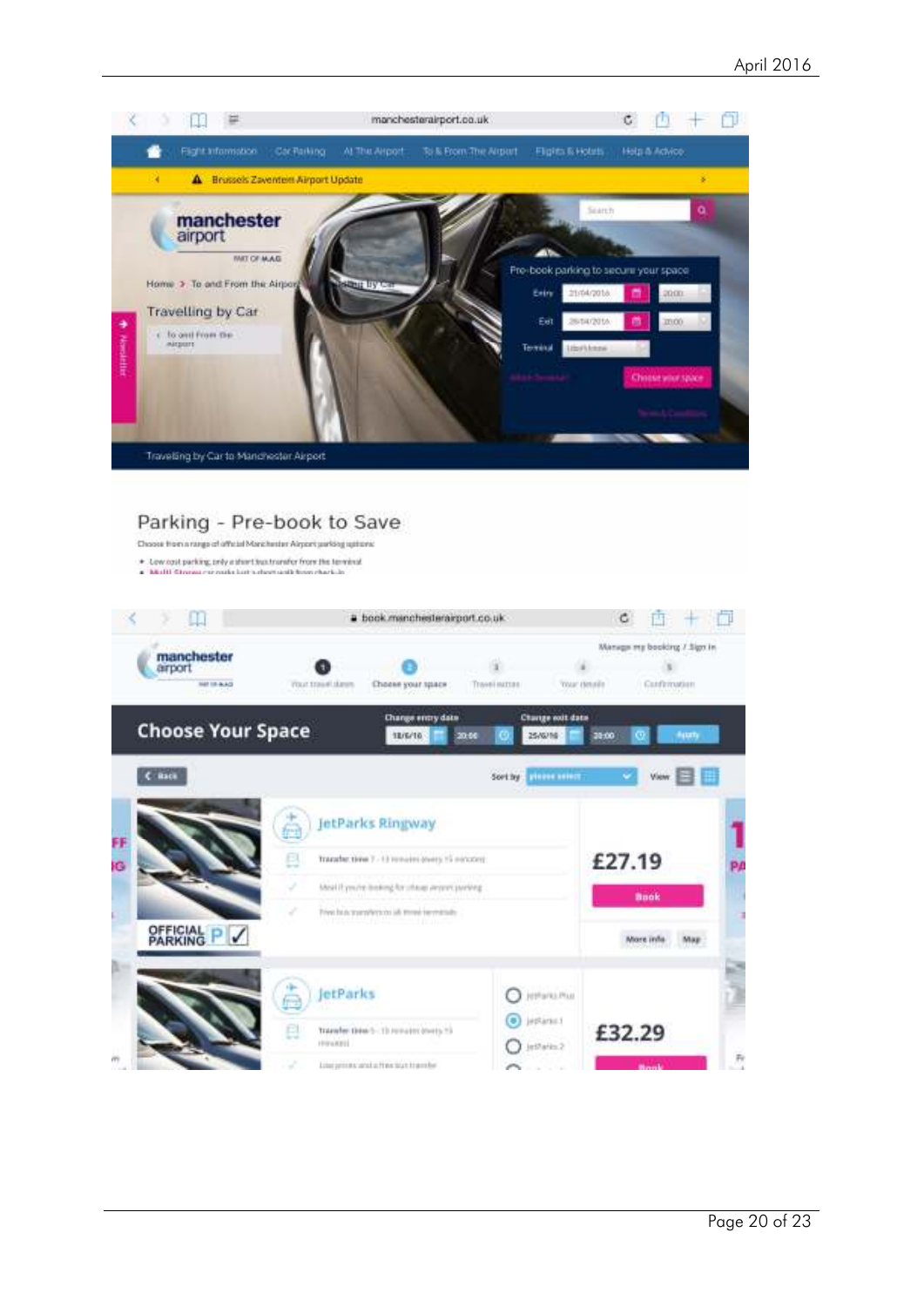manchesterairport.co.uk

Flight Information | Car Parking | At The Airport | To & From The Airport | Flights & Hotels | Help & Advice

Brussels Zaventem Airport Update

manchester airport

PART OF MAG

Home > To and From the Airport > Travelling By Car

Travelling by Car

To and From the Airport

Pre-book parking to secure your space

Entry 21/04/2016 20:00

Exit 28/04/2016 20:00

Terminal

Choose your space

Travelling by Car to Manchester Airport

## Parking - Pre-book to Save

Choose from a range of official Manchester Airport parking options:

- Low cost parking, only a short bus transfer from the terminal
- Multi Storey car parks just a short walk from check-in

book.manchesterairport.co.uk

manchester airport

Manage my booking / Sign in

1 Your travel dates | 2 Choose your space | 3 Travel extras | 4 Your details | 5 Confirmation

## Choose Your Space

Change entry date 18/6/16 20:00 | Change exit date 25/6/16 20:00 | Apply

Back | Sort by please select | View

**JetParks Ringway**

Transfer time 7 - 13 minutes (every 15 minutes)

Ideal if you're looking for cheap airport parking

Free bus transfers to all three terminals

£27.19

Book

More info | Map

OFFICIAL PARKING

**JetParks**

Transfer time 5 - 15 minutes (every 15 minutes)

Low prices and a free bus transfer

JetParks Plus | JetParks 1 | JetParks 2

£32.29

Book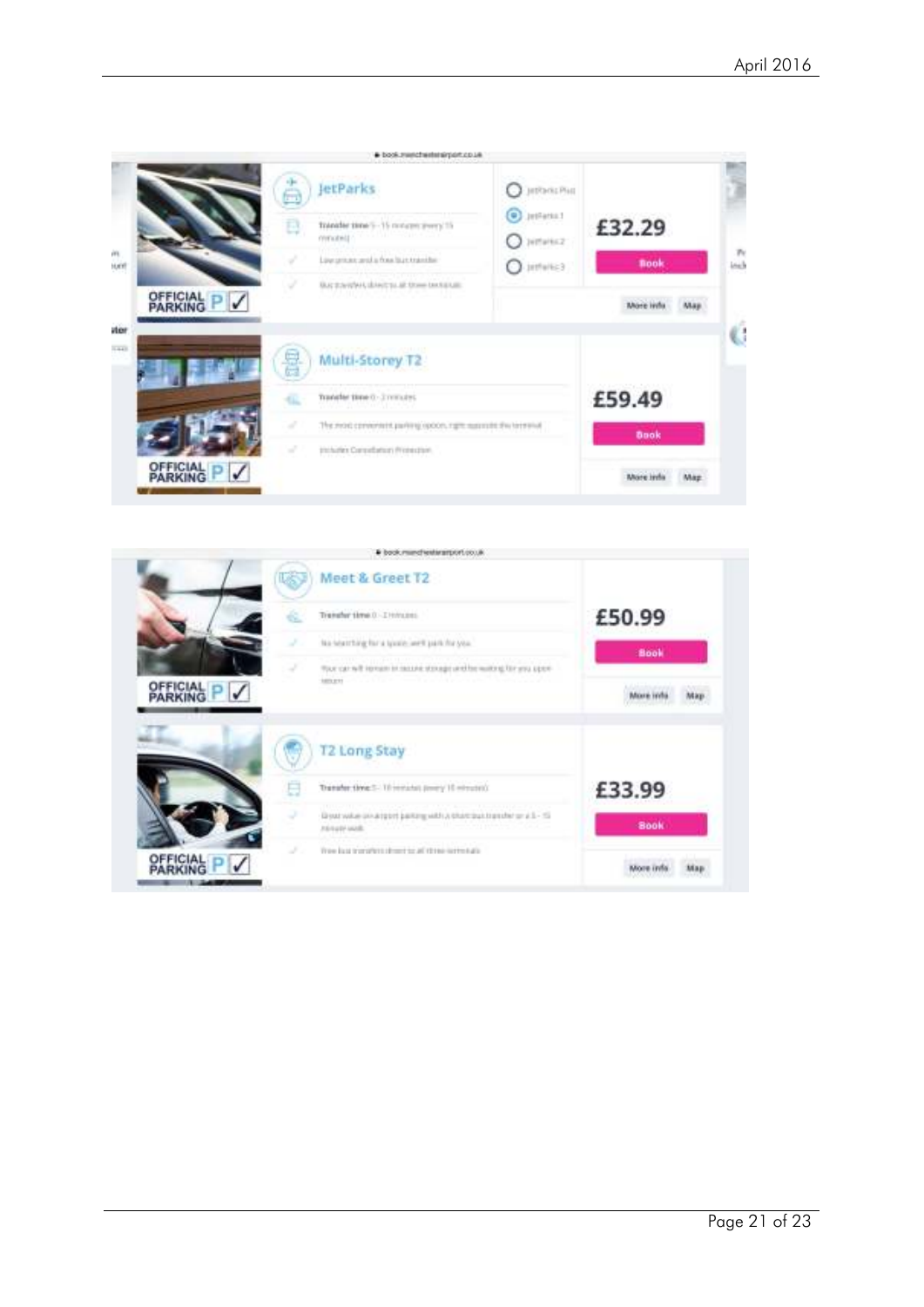book.manchesterairport.co.uk

**JetParks**

Transfer time 5 - 15 minutes (every 15 minutes)

✓ Low prices and a free bus transfer

✓ Bus transfers direct to all three terminals

- JetParks Plus
- JetParks 1
- JetParks 2
- JetParks 3

£32.29

Book

More info | Map

OFFICIAL PARKING

**Multi-Storey T2**

Transfer time 0 - 2 minutes

✓ The most convenient parking option, right opposite the terminal

✓ Includes Cancellation Protection

£59.49

Book

More info | Map

OFFICIAL PARKING

book.manchesterairport.co.uk

**Meet & Greet T2**

Transfer time 0 - 2 minutes

✓ No searching for a space, we'll park for you

✓ Your car will remain in secure storage and be waiting for you upon return

£50.99

Book

More info | Map

OFFICIAL PARKING

**T2 Long Stay**

Transfer time 5 - 10 minutes (every 10 minutes)

✓ Great value on-airport parking with a short bus transfer or a 5 - 15 minute walk

✓ Free bus transfers direct to all three terminals

£33.99

Book

More info | Map

OFFICIAL PARKING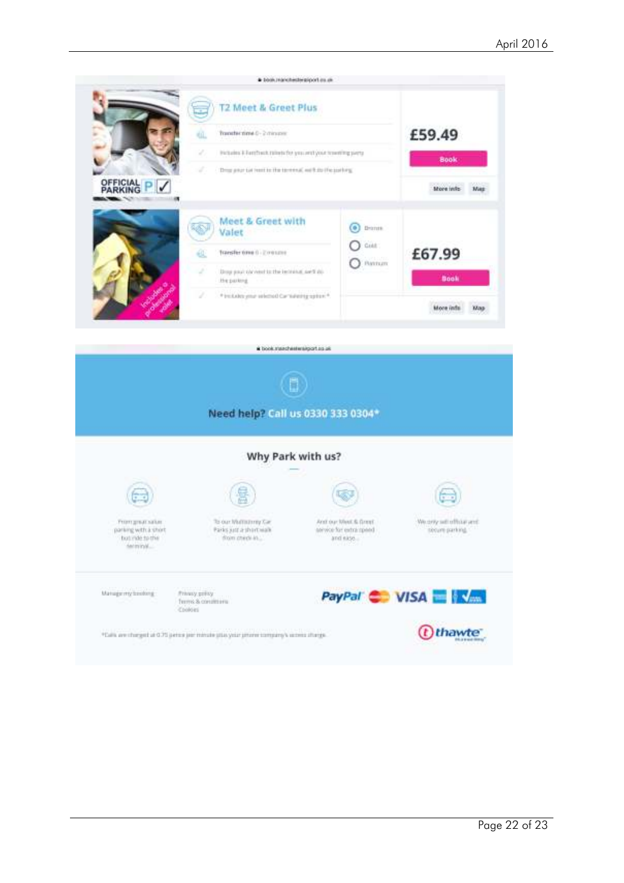book.manchesterairport.co.uk

## T2 Meet & Greet Plus

Transfer time 0 - 2 minutes

✓ Includes 3 FastTrack tickets for you and your travelling party

✓ Drop your car next to the terminal, we'll do the parking

OFFICIAL PARKING

£59.49

Book

More info | Map

## Meet & Greet with Valet

Transfer time 0 - 2 minutes

✓ Drop your car next to the terminal, we'll do the parking

✓ \* Includes your selected Car Valeting option \*

- Bronze
- Gold
- Platinum

Includes a professional valet

£67.99

Book

More info | Map

book.manchesterairport.co.uk

**Need help? Call us 0330 333 0304\***

## Why Park with us?

From great value parking with a short bus ride to the terminal...

To our Multistorey Car Parks just a short walk from check-in...

And our Meet & Greet service for extra speed and ease...

We only sell official and secure parking.

Manage my booking

Privacy policy
Terms & conditions
Cookies

PayPal VISA

\*Calls are charged at 0.75 pence per minute plus your phone company's access charge.

thawte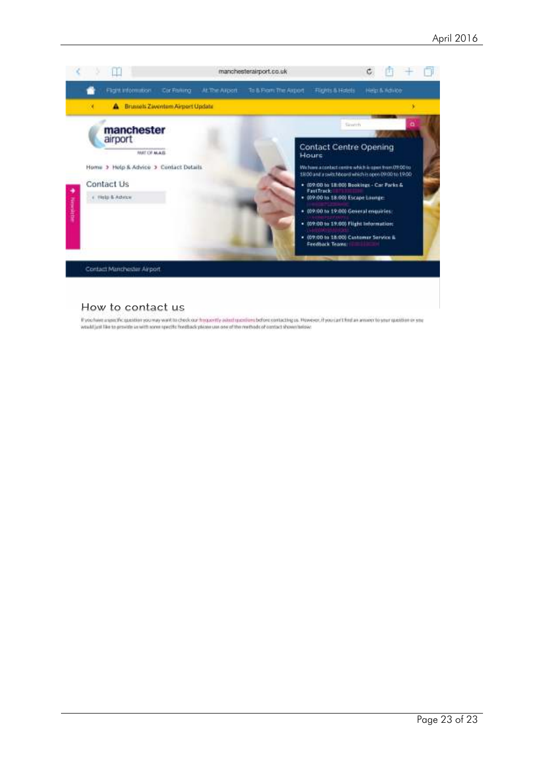manchesterairport.co.uk

Flight Information Car Parking At The Airport To & From The Airport Flights & Hotels Help & Advice

Brussels Zaventem Airport Update

manchester airport

PART OF M.A.G

Home > Help & Advice > Contact Details

Contact Us

< Help & Advice

Contact Centre Opening Hours

We have a contact centre which is open from 09:00 to 18:00 and a switchboard which is open 09:00 to 19:00

- (09:00 to 18:00) Bookings - Car Parks & FastTrack:
- (09:00 to 18:00) Escape Lounge:
- (09:00 to 19:00) General enquiries:
- (09:00 to 19:00) Flight Information:
- (09:00 to 18:00) Customer Service & Feedback Team:

Contact Manchester Airport

How to contact us

If you have a specific question you may want to check our frequently asked questions before contacting us. However, if you can't find an answer to your question or you would just like to provide us with some specific feedback please use one of the methods of contact shown below: